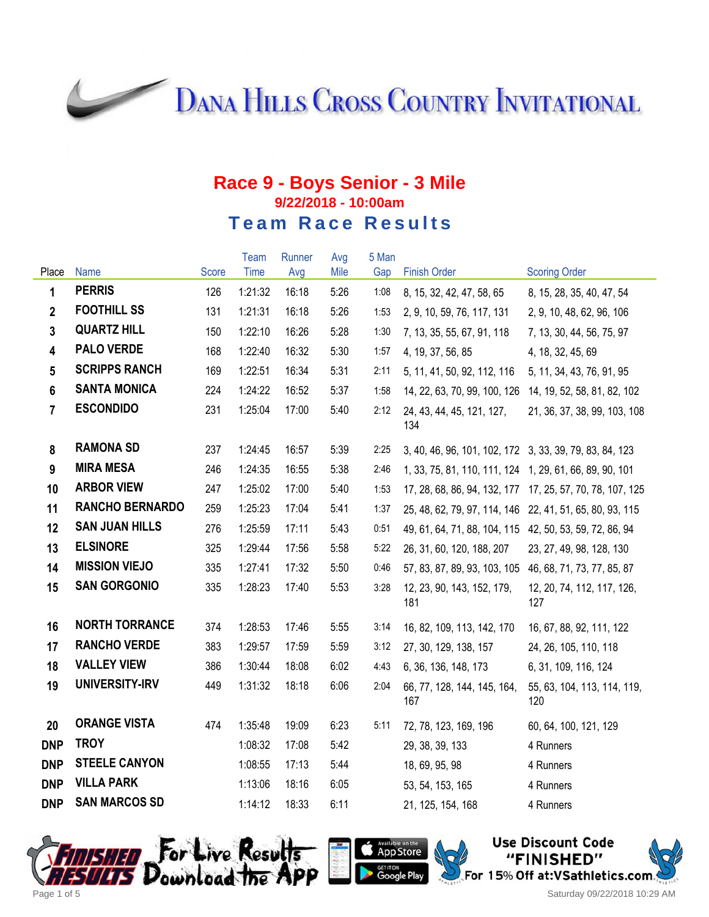# Dana Hills Cross Country Invitational

## Race 9 - Boys Senior - 3 Mile

**9/22/2018 - 10:00am**

### Team Race Results

| Place | Name | Score | Team Time | Runner Avg | Avg Mile | 5 Man Gap | Finish Order | Scoring Order |
|---|---|---|---|---|---|---|---|---|
| 1 | PERRIS | 126 | 1:21:32 | 16:18 | 5:26 | 1:08 | 8, 15, 32, 42, 47, 58, 65 | 8, 15, 28, 35, 40, 47, 54 |
| 2 | FOOTHILL SS | 131 | 1:21:31 | 16:18 | 5:26 | 1:53 | 2, 9, 10, 59, 76, 117, 131 | 2, 9, 10, 48, 62, 96, 106 |
| 3 | QUARTZ HILL | 150 | 1:22:10 | 16:26 | 5:28 | 1:30 | 7, 13, 35, 55, 67, 91, 118 | 7, 13, 30, 44, 56, 75, 97 |
| 4 | PALO VERDE | 168 | 1:22:40 | 16:32 | 5:30 | 1:57 | 4, 19, 37, 56, 85 | 4, 18, 32, 45, 69 |
| 5 | SCRIPPS RANCH | 169 | 1:22:51 | 16:34 | 5:31 | 2:11 | 5, 11, 41, 50, 92, 112, 116 | 5, 11, 34, 43, 76, 91, 95 |
| 6 | SANTA MONICA | 224 | 1:24:22 | 16:52 | 5:37 | 1:58 | 14, 22, 63, 70, 99, 100, 126 | 14, 19, 52, 58, 81, 82, 102 |
| 7 | ESCONDIDO | 231 | 1:25:04 | 17:00 | 5:40 | 2:12 | 24, 43, 44, 45, 121, 127, 134 | 21, 36, 37, 38, 99, 103, 108 |
| 8 | RAMONA SD | 237 | 1:24:45 | 16:57 | 5:39 | 2:25 | 3, 40, 46, 96, 101, 102, 172 | 3, 33, 39, 79, 83, 84, 123 |
| 9 | MIRA MESA | 246 | 1:24:35 | 16:55 | 5:38 | 2:46 | 1, 33, 75, 81, 110, 111, 124 | 1, 29, 61, 66, 89, 90, 101 |
| 10 | ARBOR VIEW | 247 | 1:25:02 | 17:00 | 5:40 | 1:53 | 17, 28, 68, 86, 94, 132, 177 | 17, 25, 57, 70, 78, 107, 125 |
| 11 | RANCHO BERNARDO | 259 | 1:25:23 | 17:04 | 5:41 | 1:37 | 25, 48, 62, 79, 97, 114, 146 | 22, 41, 51, 65, 80, 93, 115 |
| 12 | SAN JUAN HILLS | 276 | 1:25:59 | 17:11 | 5:43 | 0:51 | 49, 61, 64, 71, 88, 104, 115 | 42, 50, 53, 59, 72, 86, 94 |
| 13 | ELSINORE | 325 | 1:29:44 | 17:56 | 5:58 | 5:22 | 26, 31, 60, 120, 188, 207 | 23, 27, 49, 98, 128, 130 |
| 14 | MISSION VIEJO | 335 | 1:27:41 | 17:32 | 5:50 | 0:46 | 57, 83, 87, 89, 93, 103, 105 | 46, 68, 71, 73, 77, 85, 87 |
| 15 | SAN GORGONIO | 335 | 1:28:23 | 17:40 | 5:53 | 3:28 | 12, 23, 90, 143, 152, 179, 181 | 12, 20, 74, 112, 117, 126, 127 |
| 16 | NORTH TORRANCE | 374 | 1:28:53 | 17:46 | 5:55 | 3:14 | 16, 82, 109, 113, 142, 170 | 16, 67, 88, 92, 111, 122 |
| 17 | RANCHO VERDE | 383 | 1:29:57 | 17:59 | 5:59 | 3:12 | 27, 30, 129, 138, 157 | 24, 26, 105, 110, 118 |
| 18 | VALLEY VIEW | 386 | 1:30:44 | 18:08 | 6:02 | 4:43 | 6, 36, 136, 148, 173 | 6, 31, 109, 116, 124 |
| 19 | UNIVERSITY-IRV | 449 | 1:31:32 | 18:18 | 6:06 | 2:04 | 66, 77, 128, 144, 145, 164, 167 | 55, 63, 104, 113, 114, 119, 120 |
| 20 | ORANGE VISTA | 474 | 1:35:48 | 19:09 | 6:23 | 5:11 | 72, 78, 123, 169, 196 | 60, 64, 100, 121, 129 |
| DNP | TROY | | 1:08:32 | 17:08 | 5:42 | | 29, 38, 39, 133 | 4 Runners |
| DNP | STEELE CANYON | | 1:08:55 | 17:13 | 5:44 | | 18, 69, 95, 98 | 4 Runners |
| DNP | VILLA PARK | | 1:13:06 | 18:16 | 6:05 | | 53, 54, 153, 165 | 4 Runners |
| DNP | SAN MARCOS SD | | 1:14:12 | 18:33 | 6:11 | | 21, 125, 154, 168 | 4 Runners |

For Live Results Download the App — Available on the App Store / Get it on Google Play

Use Discount Code "FINISHED" For 15% Off at:VSathletics.com

Saturday 09/22/2018 10:29 AM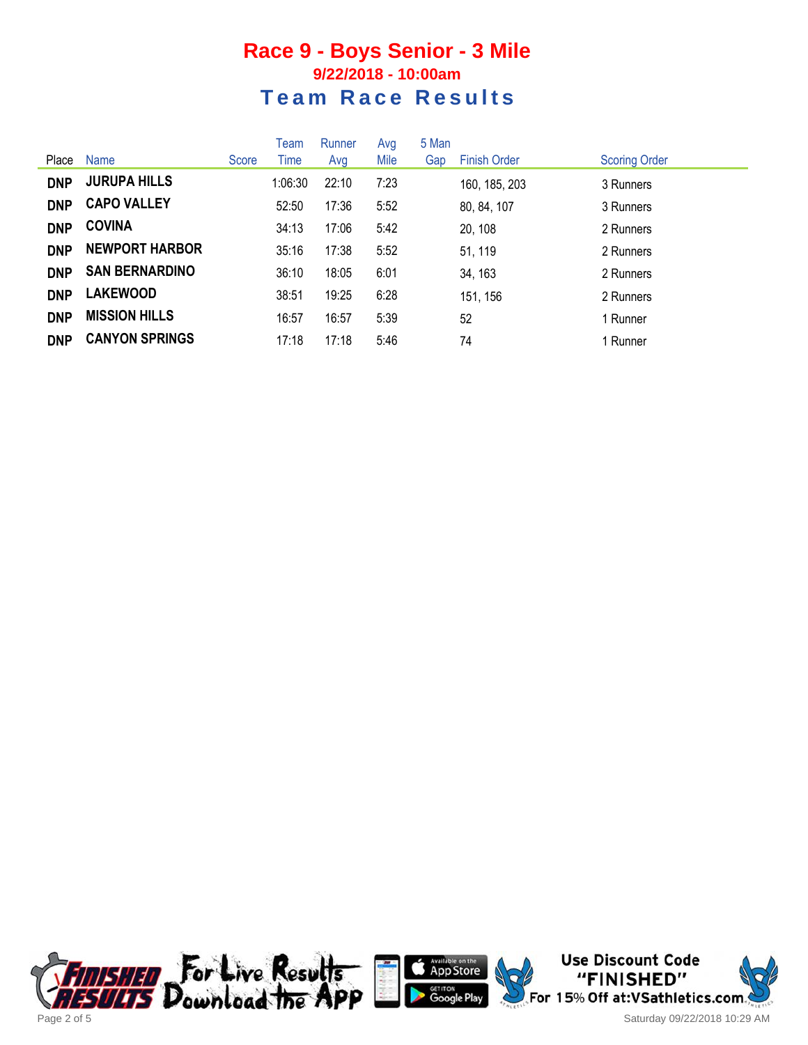# Race 9 - Boys Senior - 3 Mile

## 9/22/2018 - 10:00am

## Team Race Results

| Place | Name | Score | Team Time | Runner Avg | Avg Mile | 5 Man Gap | Finish Order | Scoring Order |
|---|---|---|---|---|---|---|---|---|
| **DNP** | **JURUPA HILLS** | | 1:06:30 | 22:10 | 7:23 | | 160, 185, 203 | 3 Runners |
| **DNP** | **CAPO VALLEY** | | 52:50 | 17:36 | 5:52 | | 80, 84, 107 | 3 Runners |
| **DNP** | **COVINA** | | 34:13 | 17:06 | 5:42 | | 20, 108 | 2 Runners |
| **DNP** | **NEWPORT HARBOR** | | 35:16 | 17:38 | 5:52 | | 51, 119 | 2 Runners |
| **DNP** | **SAN BERNARDINO** | | 36:10 | 18:05 | 6:01 | | 34, 163 | 2 Runners |
| **DNP** | **LAKEWOOD** | | 38:51 | 19:25 | 6:28 | | 151, 156 | 2 Runners |
| **DNP** | **MISSION HILLS** | | 16:57 | 16:57 | 5:39 | | 52 | 1 Runner |
| **DNP** | **CANYON SPRINGS** | | 17:18 | 17:18 | 5:46 | | 74 | 1 Runner |

For Live Results Download the App

Use Discount Code "FINISHED" For 15% Off at:VSathletics.com

Saturday 09/22/2018 10:29 AM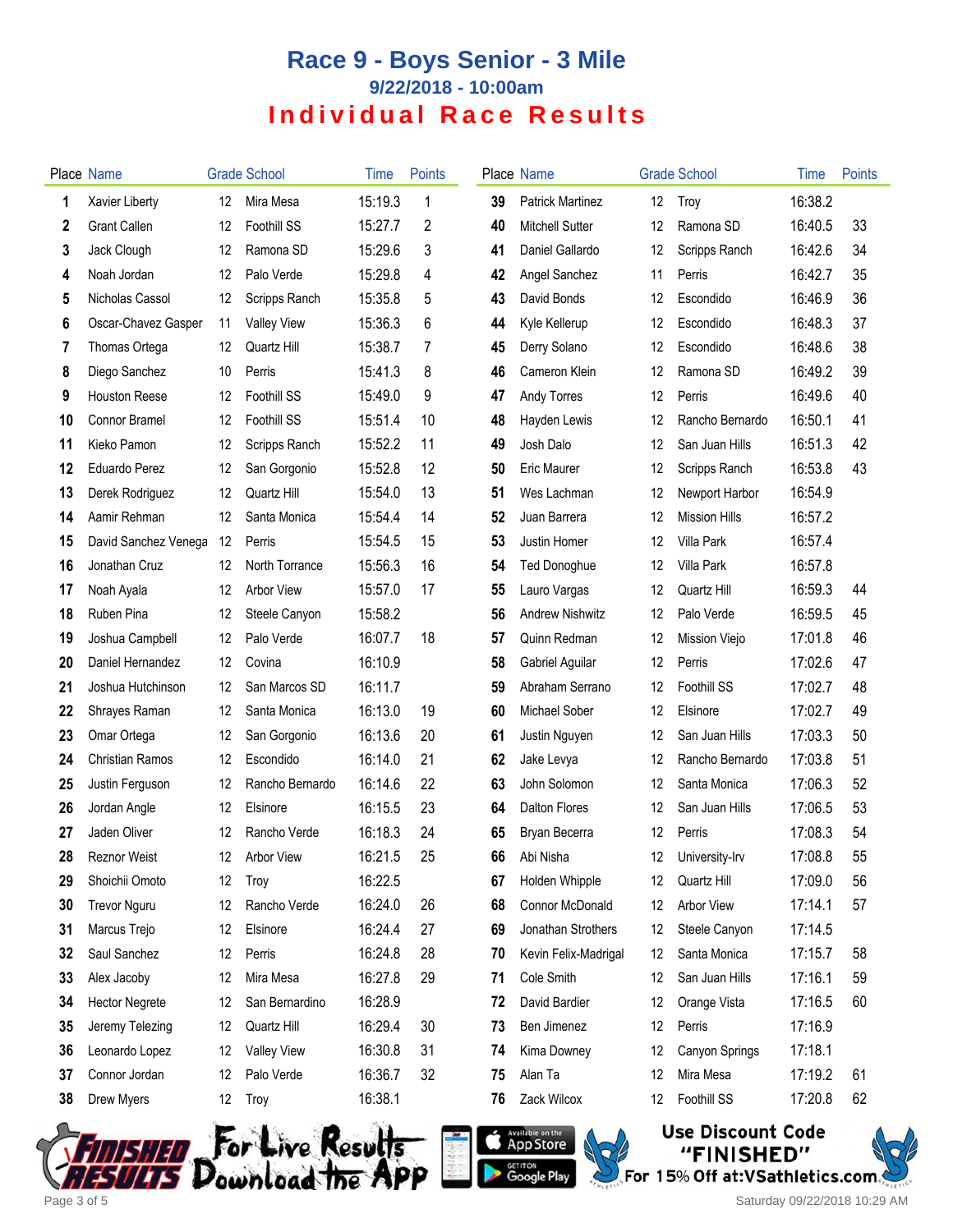# Race 9 - Boys Senior - 3 Mile

### 9/22/2018 - 10:00am

## Individual Race Results

| Place | Name | Grade | School | Time | Points |
|---|---|---|---|---|---|
| 1 | Xavier Liberty | 12 | Mira Mesa | 15:19.3 | 1 |
| 2 | Grant Callen | 12 | Foothill SS | 15:27.7 | 2 |
| 3 | Jack Clough | 12 | Ramona SD | 15:29.6 | 3 |
| 4 | Noah Jordan | 12 | Palo Verde | 15:29.8 | 4 |
| 5 | Nicholas Cassol | 12 | Scripps Ranch | 15:35.8 | 5 |
| 6 | Oscar-Chavez Gasper | 11 | Valley View | 15:36.3 | 6 |
| 7 | Thomas Ortega | 12 | Quartz Hill | 15:38.7 | 7 |
| 8 | Diego Sanchez | 10 | Perris | 15:41.3 | 8 |
| 9 | Houston Reese | 12 | Foothill SS | 15:49.0 | 9 |
| 10 | Connor Bramel | 12 | Foothill SS | 15:51.4 | 10 |
| 11 | Kieko Pamon | 12 | Scripps Ranch | 15:52.2 | 11 |
| 12 | Eduardo Perez | 12 | San Gorgonio | 15:52.8 | 12 |
| 13 | Derek Rodriguez | 12 | Quartz Hill | 15:54.0 | 13 |
| 14 | Aamir Rehman | 12 | Santa Monica | 15:54.4 | 14 |
| 15 | David Sanchez Venega | 12 | Perris | 15:54.5 | 15 |
| 16 | Jonathan Cruz | 12 | North Torrance | 15:56.3 | 16 |
| 17 | Noah Ayala | 12 | Arbor View | 15:57.0 | 17 |
| 18 | Ruben Pina | 12 | Steele Canyon | 15:58.2 | |
| 19 | Joshua Campbell | 12 | Palo Verde | 16:07.7 | 18 |
| 20 | Daniel Hernandez | 12 | Covina | 16:10.9 | |
| 21 | Joshua Hutchinson | 12 | San Marcos SD | 16:11.7 | |
| 22 | Shrayes Raman | 12 | Santa Monica | 16:13.0 | 19 |
| 23 | Omar Ortega | 12 | San Gorgonio | 16:13.6 | 20 |
| 24 | Christian Ramos | 12 | Escondido | 16:14.0 | 21 |
| 25 | Justin Ferguson | 12 | Rancho Bernardo | 16:14.6 | 22 |
| 26 | Jordan Angle | 12 | Elsinore | 16:15.5 | 23 |
| 27 | Jaden Oliver | 12 | Rancho Verde | 16:18.3 | 24 |
| 28 | Reznor Weist | 12 | Arbor View | 16:21.5 | 25 |
| 29 | Shoichii Omoto | 12 | Troy | 16:22.5 | |
| 30 | Trevor Nguru | 12 | Rancho Verde | 16:24.0 | 26 |
| 31 | Marcus Trejo | 12 | Elsinore | 16:24.4 | 27 |
| 32 | Saul Sanchez | 12 | Perris | 16:24.8 | 28 |
| 33 | Alex Jacoby | 12 | Mira Mesa | 16:27.8 | 29 |
| 34 | Hector Negrete | 12 | San Bernardino | 16:28.9 | |
| 35 | Jeremy Telezing | 12 | Quartz Hill | 16:29.4 | 30 |
| 36 | Leonardo Lopez | 12 | Valley View | 16:30.8 | 31 |
| 37 | Connor Jordan | 12 | Palo Verde | 16:36.7 | 32 |
| 38 | Drew Myers | 12 | Troy | 16:38.1 | |
| 39 | Patrick Martinez | 12 | Troy | 16:38.2 | |
| 40 | Mitchell Sutter | 12 | Ramona SD | 16:40.5 | 33 |
| 41 | Daniel Gallardo | 12 | Scripps Ranch | 16:42.6 | 34 |
| 42 | Angel Sanchez | 11 | Perris | 16:42.7 | 35 |
| 43 | David Bonds | 12 | Escondido | 16:46.9 | 36 |
| 44 | Kyle Kellerup | 12 | Escondido | 16:48.3 | 37 |
| 45 | Derry Solano | 12 | Escondido | 16:48.6 | 38 |
| 46 | Cameron Klein | 12 | Ramona SD | 16:49.2 | 39 |
| 47 | Andy Torres | 12 | Perris | 16:49.6 | 40 |
| 48 | Hayden Lewis | 12 | Rancho Bernardo | 16:50.1 | 41 |
| 49 | Josh Dalo | 12 | San Juan Hills | 16:51.3 | 42 |
| 50 | Eric Maurer | 12 | Scripps Ranch | 16:53.8 | 43 |
| 51 | Wes Lachman | 12 | Newport Harbor | 16:54.9 | |
| 52 | Juan Barrera | 12 | Mission Hills | 16:57.2 | |
| 53 | Justin Homer | 12 | Villa Park | 16:57.4 | |
| 54 | Ted Donoghue | 12 | Villa Park | 16:57.8 | |
| 55 | Lauro Vargas | 12 | Quartz Hill | 16:59.3 | 44 |
| 56 | Andrew Nishwitz | 12 | Palo Verde | 16:59.5 | 45 |
| 57 | Quinn Redman | 12 | Mission Viejo | 17:01.8 | 46 |
| 58 | Gabriel Aguilar | 12 | Perris | 17:02.6 | 47 |
| 59 | Abraham Serrano | 12 | Foothill SS | 17:02.7 | 48 |
| 60 | Michael Sober | 12 | Elsinore | 17:02.7 | 49 |
| 61 | Justin Nguyen | 12 | San Juan Hills | 17:03.3 | 50 |
| 62 | Jake Levya | 12 | Rancho Bernardo | 17:03.8 | 51 |
| 63 | John Solomon | 12 | Santa Monica | 17:06.3 | 52 |
| 64 | Dalton Flores | 12 | San Juan Hills | 17:06.5 | 53 |
| 65 | Bryan Becerra | 12 | Perris | 17:08.3 | 54 |
| 66 | Abi Nisha | 12 | University-Irv | 17:08.8 | 55 |
| 67 | Holden Whipple | 12 | Quartz Hill | 17:09.0 | 56 |
| 68 | Connor McDonald | 12 | Arbor View | 17:14.1 | 57 |
| 69 | Jonathan Strothers | 12 | Steele Canyon | 17:14.5 | |
| 70 | Kevin Felix-Madrigal | 12 | Santa Monica | 17:15.7 | 58 |
| 71 | Cole Smith | 12 | San Juan Hills | 17:16.1 | 59 |
| 72 | David Bardier | 12 | Orange Vista | 17:16.5 | 60 |
| 73 | Ben Jimenez | 12 | Perris | 17:16.9 | |
| 74 | Kima Downey | 12 | Canyon Springs | 17:18.1 | |
| 75 | Alan Ta | 12 | Mira Mesa | 17:19.2 | 61 |
| 76 | Zack Wilcox | 12 | Foothill SS | 17:20.8 | 62 |

For Live Results Download the App

Use Discount Code "FINISHED" For 15% Off at:VSathletics.com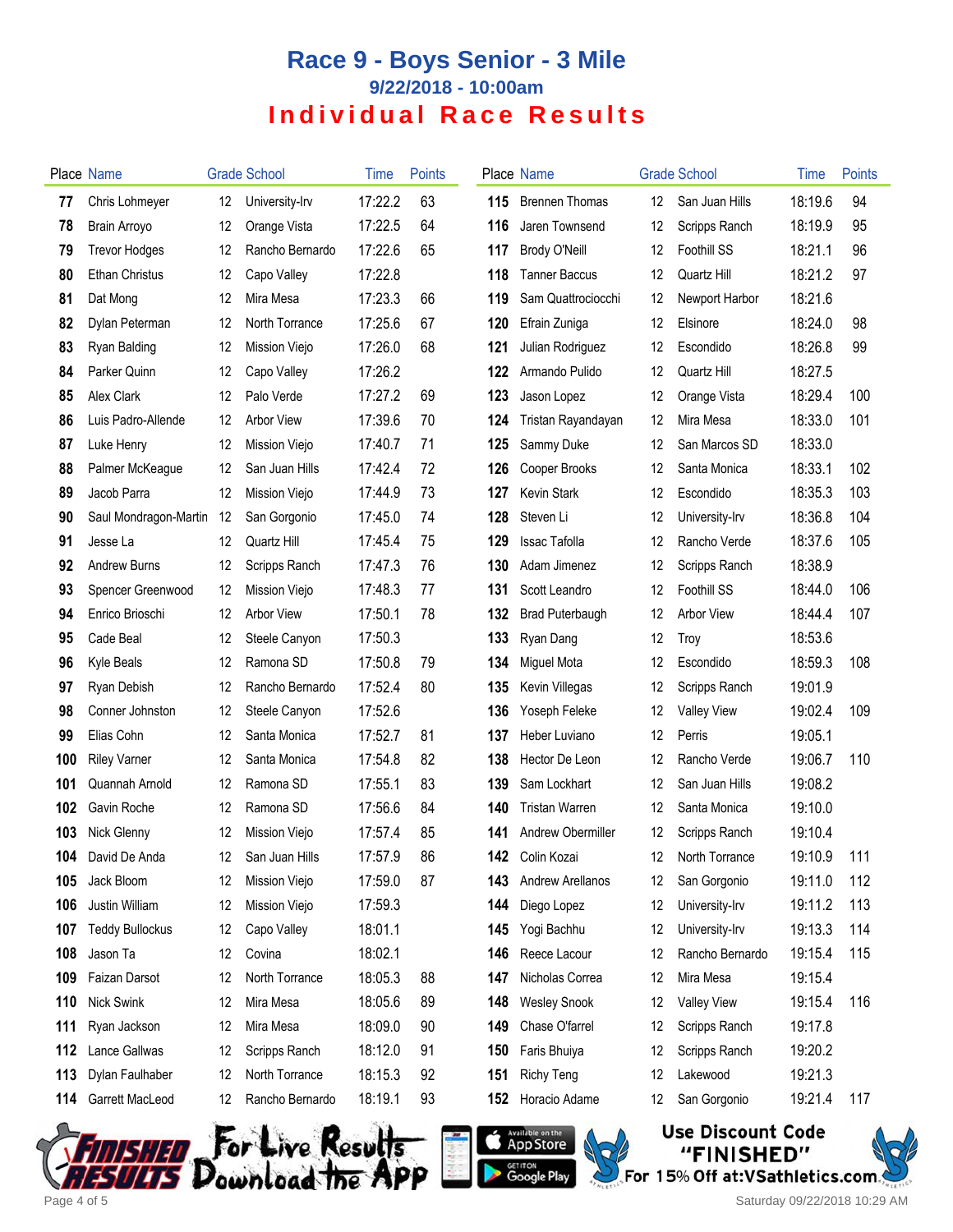# Race 9 - Boys Senior - 3 Mile

### 9/22/2018 - 10:00am

## Individual Race Results

| Place | Name | Grade | School | Time | Points |
|---|---|---|---|---|---|
| 77 | Chris Lohmeyer | 12 | University-Irv | 17:22.2 | 63 |
| 78 | Brain Arroyo | 12 | Orange Vista | 17:22.5 | 64 |
| 79 | Trevor Hodges | 12 | Rancho Bernardo | 17:22.6 | 65 |
| 80 | Ethan Christus | 12 | Capo Valley | 17:22.8 | |
| 81 | Dat Mong | 12 | Mira Mesa | 17:23.3 | 66 |
| 82 | Dylan Peterman | 12 | North Torrance | 17:25.6 | 67 |
| 83 | Ryan Balding | 12 | Mission Viejo | 17:26.0 | 68 |
| 84 | Parker Quinn | 12 | Capo Valley | 17:26.2 | |
| 85 | Alex Clark | 12 | Palo Verde | 17:27.2 | 69 |
| 86 | Luis Padro-Allende | 12 | Arbor View | 17:39.6 | 70 |
| 87 | Luke Henry | 12 | Mission Viejo | 17:40.7 | 71 |
| 88 | Palmer McKeague | 12 | San Juan Hills | 17:42.4 | 72 |
| 89 | Jacob Parra | 12 | Mission Viejo | 17:44.9 | 73 |
| 90 | Saul Mondragon-Martin | 12 | San Gorgonio | 17:45.0 | 74 |
| 91 | Jesse La | 12 | Quartz Hill | 17:45.4 | 75 |
| 92 | Andrew Burns | 12 | Scripps Ranch | 17:47.3 | 76 |
| 93 | Spencer Greenwood | 12 | Mission Viejo | 17:48.3 | 77 |
| 94 | Enrico Brioschi | 12 | Arbor View | 17:50.1 | 78 |
| 95 | Cade Beal | 12 | Steele Canyon | 17:50.3 | |
| 96 | Kyle Beals | 12 | Ramona SD | 17:50.8 | 79 |
| 97 | Ryan Debish | 12 | Rancho Bernardo | 17:52.4 | 80 |
| 98 | Conner Johnston | 12 | Steele Canyon | 17:52.6 | |
| 99 | Elias Cohn | 12 | Santa Monica | 17:52.7 | 81 |
| 100 | Riley Varner | 12 | Santa Monica | 17:54.8 | 82 |
| 101 | Quannah Arnold | 12 | Ramona SD | 17:55.1 | 83 |
| 102 | Gavin Roche | 12 | Ramona SD | 17:56.6 | 84 |
| 103 | Nick Glenny | 12 | Mission Viejo | 17:57.4 | 85 |
| 104 | David De Anda | 12 | San Juan Hills | 17:57.9 | 86 |
| 105 | Jack Bloom | 12 | Mission Viejo | 17:59.0 | 87 |
| 106 | Justin William | 12 | Mission Viejo | 17:59.3 | |
| 107 | Teddy Bullockus | 12 | Capo Valley | 18:01.1 | |
| 108 | Jason Ta | 12 | Covina | 18:02.1 | |
| 109 | Faizan Darsot | 12 | North Torrance | 18:05.3 | 88 |
| 110 | Nick Swink | 12 | Mira Mesa | 18:05.6 | 89 |
| 111 | Ryan Jackson | 12 | Mira Mesa | 18:09.0 | 90 |
| 112 | Lance Gallwas | 12 | Scripps Ranch | 18:12.0 | 91 |
| 113 | Dylan Faulhaber | 12 | North Torrance | 18:15.3 | 92 |
| 114 | Garrett MacLeod | 12 | Rancho Bernardo | 18:19.1 | 93 |
| 115 | Brennen Thomas | 12 | San Juan Hills | 18:19.6 | 94 |
| 116 | Jaren Townsend | 12 | Scripps Ranch | 18:19.9 | 95 |
| 117 | Brody O'Neill | 12 | Foothill SS | 18:21.1 | 96 |
| 118 | Tanner Baccus | 12 | Quartz Hill | 18:21.2 | 97 |
| 119 | Sam Quattrociocchi | 12 | Newport Harbor | 18:21.6 | |
| 120 | Efrain Zuniga | 12 | Elsinore | 18:24.0 | 98 |
| 121 | Julian Rodriguez | 12 | Escondido | 18:26.8 | 99 |
| 122 | Armando Pulido | 12 | Quartz Hill | 18:27.5 | |
| 123 | Jason Lopez | 12 | Orange Vista | 18:29.4 | 100 |
| 124 | Tristan Rayandayan | 12 | Mira Mesa | 18:33.0 | 101 |
| 125 | Sammy Duke | 12 | San Marcos SD | 18:33.0 | |
| 126 | Cooper Brooks | 12 | Santa Monica | 18:33.1 | 102 |
| 127 | Kevin Stark | 12 | Escondido | 18:35.3 | 103 |
| 128 | Steven Li | 12 | University-Irv | 18:36.8 | 104 |
| 129 | Issac Tafolla | 12 | Rancho Verde | 18:37.6 | 105 |
| 130 | Adam Jimenez | 12 | Scripps Ranch | 18:38.9 | |
| 131 | Scott Leandro | 12 | Foothill SS | 18:44.0 | 106 |
| 132 | Brad Puterbaugh | 12 | Arbor View | 18:44.4 | 107 |
| 133 | Ryan Dang | 12 | Troy | 18:53.6 | |
| 134 | Miguel Mota | 12 | Escondido | 18:59.3 | 108 |
| 135 | Kevin Villegas | 12 | Scripps Ranch | 19:01.9 | |
| 136 | Yoseph Feleke | 12 | Valley View | 19:02.4 | 109 |
| 137 | Heber Luviano | 12 | Perris | 19:05.1 | |
| 138 | Hector De Leon | 12 | Rancho Verde | 19:06.7 | 110 |
| 139 | Sam Lockhart | 12 | San Juan Hills | 19:08.2 | |
| 140 | Tristan Warren | 12 | Santa Monica | 19:10.0 | |
| 141 | Andrew Obermiller | 12 | Scripps Ranch | 19:10.4 | |
| 142 | Colin Kozai | 12 | North Torrance | 19:10.9 | 111 |
| 143 | Andrew Arellanos | 12 | San Gorgonio | 19:11.0 | 112 |
| 144 | Diego Lopez | 12 | University-Irv | 19:11.2 | 113 |
| 145 | Yogi Bachhu | 12 | University-Irv | 19:13.3 | 114 |
| 146 | Reece Lacour | 12 | Rancho Bernardo | 19:15.4 | 115 |
| 147 | Nicholas Correa | 12 | Mira Mesa | 19:15.4 | |
| 148 | Wesley Snook | 12 | Valley View | 19:15.4 | 116 |
| 149 | Chase O'farrel | 12 | Scripps Ranch | 19:17.8 | |
| 150 | Faris Bhuiya | 12 | Scripps Ranch | 19:20.2 | |
| 151 | Richy Teng | 12 | Lakewood | 19:21.3 | |
| 152 | Horacio Adame | 12 | San Gorgonio | 19:21.4 | 117 |

For Live Results Download the App

Use Discount Code "FINISHED" For 15% Off at:VSathletics.com

Saturday 09/22/2018 10:29 AM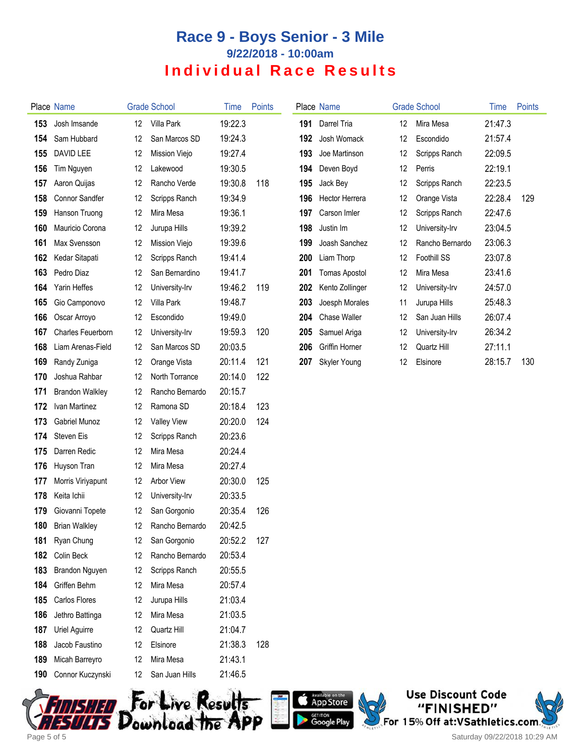# Race 9 - Boys Senior - 3 Mile

### 9/22/2018 - 10:00am

## Individual Race Results

| Place | Name | Grade | School | Time | Points |
|---|---|---|---|---|---|
| 153 | Josh Imsande | 12 | Villa Park | 19:22.3 | |
| 154 | Sam Hubbard | 12 | San Marcos SD | 19:24.3 | |
| 155 | DAVID LEE | 12 | Mission Viejo | 19:27.4 | |
| 156 | Tim Nguyen | 12 | Lakewood | 19:30.5 | |
| 157 | Aaron Quijas | 12 | Rancho Verde | 19:30.8 | 118 |
| 158 | Connor Sandfer | 12 | Scripps Ranch | 19:34.9 | |
| 159 | Hanson Truong | 12 | Mira Mesa | 19:36.1 | |
| 160 | Mauricio Corona | 12 | Jurupa Hills | 19:39.2 | |
| 161 | Max Svensson | 12 | Mission Viejo | 19:39.6 | |
| 162 | Kedar Sitapati | 12 | Scripps Ranch | 19:41.4 | |
| 163 | Pedro Diaz | 12 | San Bernardino | 19:41.7 | |
| 164 | Yarin Heffes | 12 | University-Irv | 19:46.2 | 119 |
| 165 | Gio Camponovo | 12 | Villa Park | 19:48.7 | |
| 166 | Oscar Arroyo | 12 | Escondido | 19:49.0 | |
| 167 | Charles Feuerborn | 12 | University-Irv | 19:59.3 | 120 |
| 168 | Liam Arenas-Field | 12 | San Marcos SD | 20:03.5 | |
| 169 | Randy Zuniga | 12 | Orange Vista | 20:11.4 | 121 |
| 170 | Joshua Rahbar | 12 | North Torrance | 20:14.0 | 122 |
| 171 | Brandon Walkley | 12 | Rancho Bernardo | 20:15.7 | |
| 172 | Ivan Martinez | 12 | Ramona SD | 20:18.4 | 123 |
| 173 | Gabriel Munoz | 12 | Valley View | 20:20.0 | 124 |
| 174 | Steven Eis | 12 | Scripps Ranch | 20:23.6 | |
| 175 | Darren Redic | 12 | Mira Mesa | 20:24.4 | |
| 176 | Huyson Tran | 12 | Mira Mesa | 20:27.4 | |
| 177 | Morris Viriyapunt | 12 | Arbor View | 20:30.0 | 125 |
| 178 | Keita Ichii | 12 | University-Irv | 20:33.5 | |
| 179 | Giovanni Topete | 12 | San Gorgonio | 20:35.4 | 126 |
| 180 | Brian Walkley | 12 | Rancho Bernardo | 20:42.5 | |
| 181 | Ryan Chung | 12 | San Gorgonio | 20:52.2 | 127 |
| 182 | Colin Beck | 12 | Rancho Bernardo | 20:53.4 | |
| 183 | Brandon Nguyen | 12 | Scripps Ranch | 20:55.5 | |
| 184 | Griffen Behm | 12 | Mira Mesa | 20:57.4 | |
| 185 | Carlos Flores | 12 | Jurupa Hills | 21:03.4 | |
| 186 | Jethro Battinga | 12 | Mira Mesa | 21:03.5 | |
| 187 | Uriel Aguirre | 12 | Quartz Hill | 21:04.7 | |
| 188 | Jacob Faustino | 12 | Elsinore | 21:38.3 | 128 |
| 189 | Micah Barreyro | 12 | Mira Mesa | 21:43.1 | |
| 190 | Connor Kuczynski | 12 | San Juan Hills | 21:46.5 | |
| 191 | Darrel Tria | 12 | Mira Mesa | 21:47.3 | |
| 192 | Josh Womack | 12 | Escondido | 21:57.4 | |
| 193 | Joe Martinson | 12 | Scripps Ranch | 22:09.5 | |
| 194 | Deven Boyd | 12 | Perris | 22:19.1 | |
| 195 | Jack Bey | 12 | Scripps Ranch | 22:23.5 | |
| 196 | Hector Herrera | 12 | Orange Vista | 22:28.4 | 129 |
| 197 | Carson Imler | 12 | Scripps Ranch | 22:47.6 | |
| 198 | Justin Im | 12 | University-Irv | 23:04.5 | |
| 199 | Joash Sanchez | 12 | Rancho Bernardo | 23:06.3 | |
| 200 | Liam Thorp | 12 | Foothill SS | 23:07.8 | |
| 201 | Tomas Apostol | 12 | Mira Mesa | 23:41.6 | |
| 202 | Kento Zollinger | 12 | University-Irv | 24:57.0 | |
| 203 | Joesph Morales | 11 | Jurupa Hills | 25:48.3 | |
| 204 | Chase Waller | 12 | San Juan Hills | 26:07.4 | |
| 205 | Samuel Ariga | 12 | University-Irv | 26:34.2 | |
| 206 | Griffin Horner | 12 | Quartz Hill | 27:11.1 | |
| 207 | Skyler Young | 12 | Elsinore | 28:15.7 | 130 |

For Live Results Download the App

Use Discount Code "FINISHED" For 15% Off at:VSathletics.com

Saturday 09/22/2018 10:29 AM